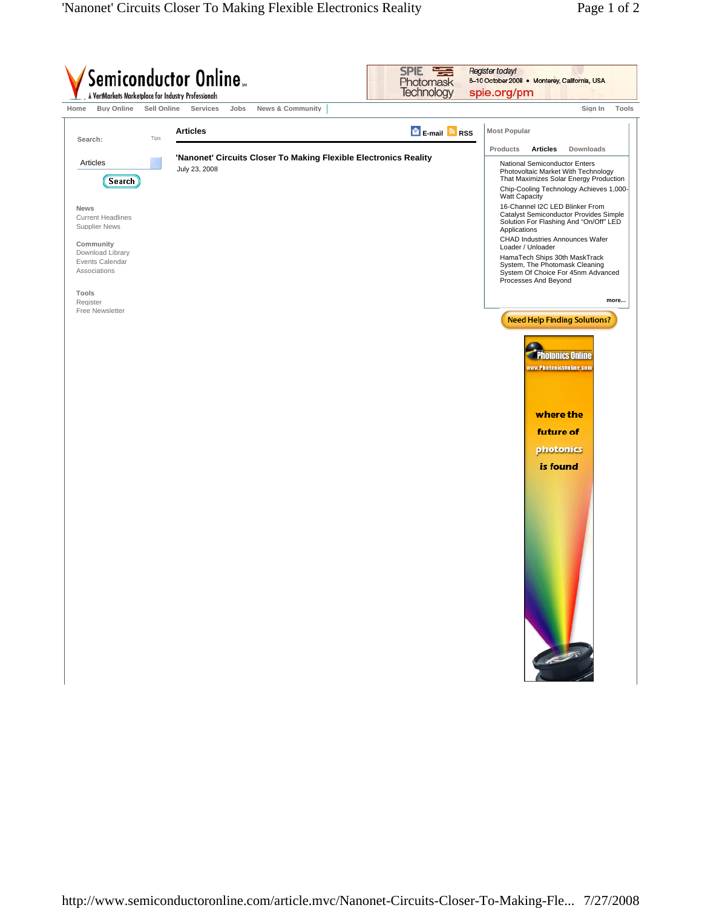Semiconductor Online
A VertMarkets Marketplace for Industry Professionals

SPIE Photomask Technology — Register today! 6–10 October 2008 • Monterey, California, USA — spie.org/pm

Home | Buy Online | Sell Online | Services | Jobs | News & Community | Sign In | Tools

Search: Tips

Articles

Search

**News**
Current Headlines
Supplier News

**Community**
Download Library
Events Calendar
Associations

**Tools**
Register
Free Newsletter

## Articles

E-mail | RSS

### 'Nanonet' Circuits Closer To Making Flexible Electronics Reality

July 23, 2008

**Most Popular**

Products | Articles | Downloads

- National Semiconductor Enters Photovoltaic Market With Technology That Maximizes Solar Energy Production
- Chip-Cooling Technology Achieves 1,000-Watt Capacity
- 16-Channel I2C LED Blinker From Catalyst Semiconductor Provides Simple Solution For Flashing And "On/Off" LED Applications
- CHAD Industries Announces Wafer Loader / Unloader
- HamaTech Ships 30th MaskTrack System, The Photomask Cleaning System Of Choice For 45nm Advanced Processes And Beyond

more...

Need Help Finding Solutions?

Photonics Online
www.PhotonicsOnline.com
where the future of photonics is found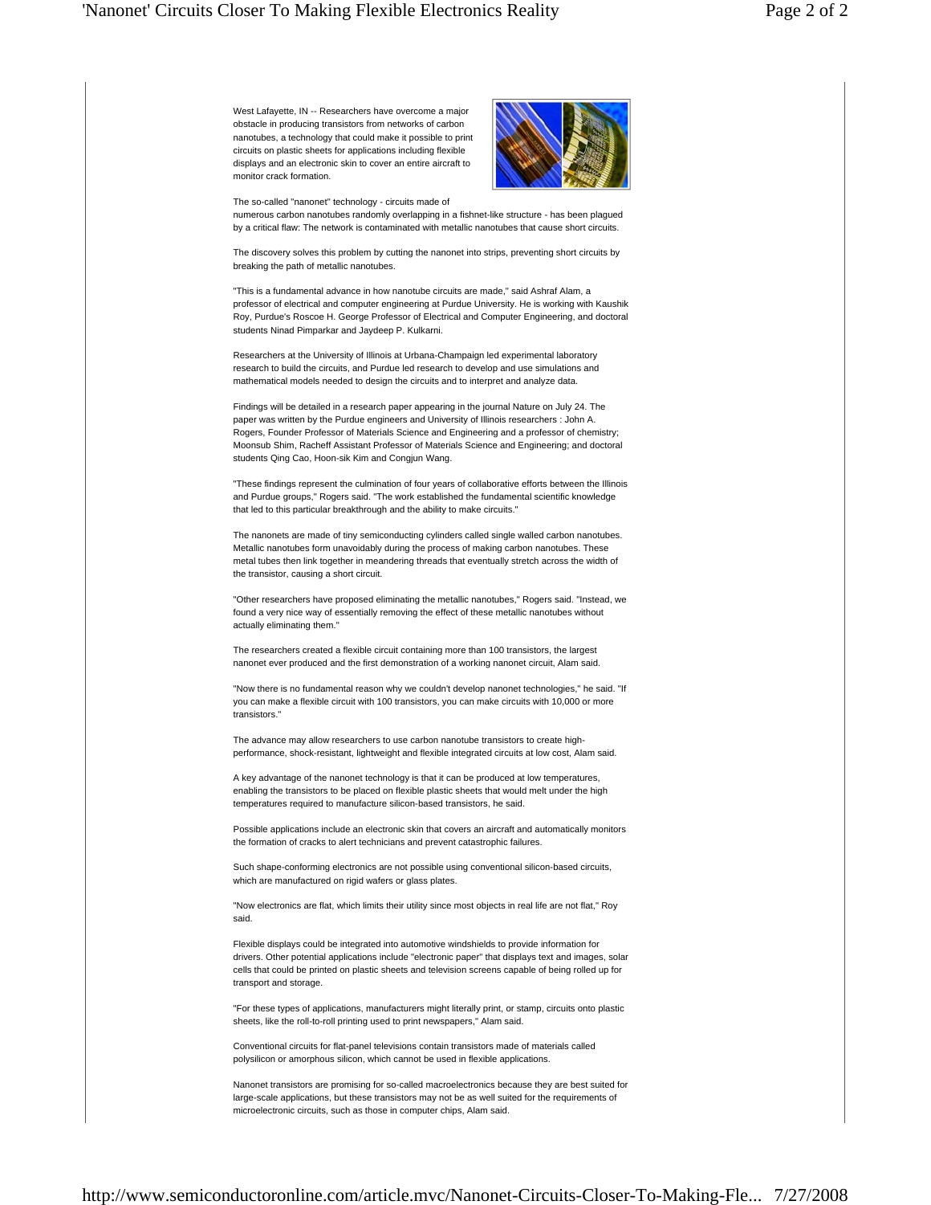West Lafayette, IN -- Researchers have overcome a major obstacle in producing transistors from networks of carbon nanotubes, a technology that could make it possible to print circuits on plastic sheets for applications including flexible displays and an electronic skin to cover an entire aircraft to monitor crack formation.

The so-called "nanonet" technology - circuits made of numerous carbon nanotubes randomly overlapping in a fishnet-like structure - has been plagued by a critical flaw: The network is contaminated with metallic nanotubes that cause short circuits.

The discovery solves this problem by cutting the nanonet into strips, preventing short circuits by breaking the path of metallic nanotubes.

"This is a fundamental advance in how nanotube circuits are made," said Ashraf Alam, a professor of electrical and computer engineering at Purdue University. He is working with Kaushik Roy, Purdue's Roscoe H. George Professor of Electrical and Computer Engineering, and doctoral students Ninad Pimparkar and Jaydeep P. Kulkarni.

Researchers at the University of Illinois at Urbana-Champaign led experimental laboratory research to build the circuits, and Purdue led research to develop and use simulations and mathematical models needed to design the circuits and to interpret and analyze data.

Findings will be detailed in a research paper appearing in the journal Nature on July 24. The paper was written by the Purdue engineers and University of Illinois researchers : John A. Rogers, Founder Professor of Materials Science and Engineering and a professor of chemistry; Moonsub Shim, Racheff Assistant Professor of Materials Science and Engineering; and doctoral students Qing Cao, Hoon-sik Kim and Congjun Wang.

"These findings represent the culmination of four years of collaborative efforts between the Illinois and Purdue groups," Rogers said. "The work established the fundamental scientific knowledge that led to this particular breakthrough and the ability to make circuits."

The nanonets are made of tiny semiconducting cylinders called single walled carbon nanotubes. Metallic nanotubes form unavoidably during the process of making carbon nanotubes. These metal tubes then link together in meandering threads that eventually stretch across the width of the transistor, causing a short circuit.

"Other researchers have proposed eliminating the metallic nanotubes," Rogers said. "Instead, we found a very nice way of essentially removing the effect of these metallic nanotubes without actually eliminating them."

The researchers created a flexible circuit containing more than 100 transistors, the largest nanonet ever produced and the first demonstration of a working nanonet circuit, Alam said.

"Now there is no fundamental reason why we couldn't develop nanonet technologies," he said. "If you can make a flexible circuit with 100 transistors, you can make circuits with 10,000 or more transistors."

The advance may allow researchers to use carbon nanotube transistors to create high-performance, shock-resistant, lightweight and flexible integrated circuits at low cost, Alam said.

A key advantage of the nanonet technology is that it can be produced at low temperatures, enabling the transistors to be placed on flexible plastic sheets that would melt under the high temperatures required to manufacture silicon-based transistors, he said.

Possible applications include an electronic skin that covers an aircraft and automatically monitors the formation of cracks to alert technicians and prevent catastrophic failures.

Such shape-conforming electronics are not possible using conventional silicon-based circuits, which are manufactured on rigid wafers or glass plates.

"Now electronics are flat, which limits their utility since most objects in real life are not flat," Roy said.

Flexible displays could be integrated into automotive windshields to provide information for drivers. Other potential applications include "electronic paper" that displays text and images, solar cells that could be printed on plastic sheets and television screens capable of being rolled up for transport and storage.

"For these types of applications, manufacturers might literally print, or stamp, circuits onto plastic sheets, like the roll-to-roll printing used to print newspapers," Alam said.

Conventional circuits for flat-panel televisions contain transistors made of materials called polysilicon or amorphous silicon, which cannot be used in flexible applications.

Nanonet transistors are promising for so-called macroelectronics because they are best suited for large-scale applications, but these transistors may not be as well suited for the requirements of microelectronic circuits, such as those in computer chips, Alam said.